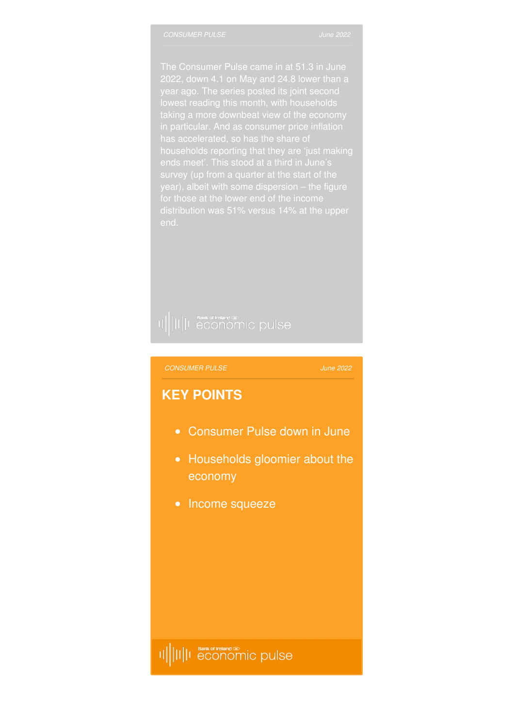The Consumer Pulse came in at 51.3 in June 2022, down 4.1 on May and 24.8 lower than a year ago. The series posted its joint second lowest reading this month, with households taking a more downbeat view of the economy in particular. And as consumer price inflation has accelerated, so has the share of households reporting that they are 'just making ends meet'. This stood at a third in June's survey (up from a quarter at the start of the year), albeit with some dispersion – the figure for those at the lower end of the income distribution was 51% versus 14% at the upper end.

## KEY POINTS

- Consumer Pulse down in June
- Households gloomier about the economy
- Income squeeze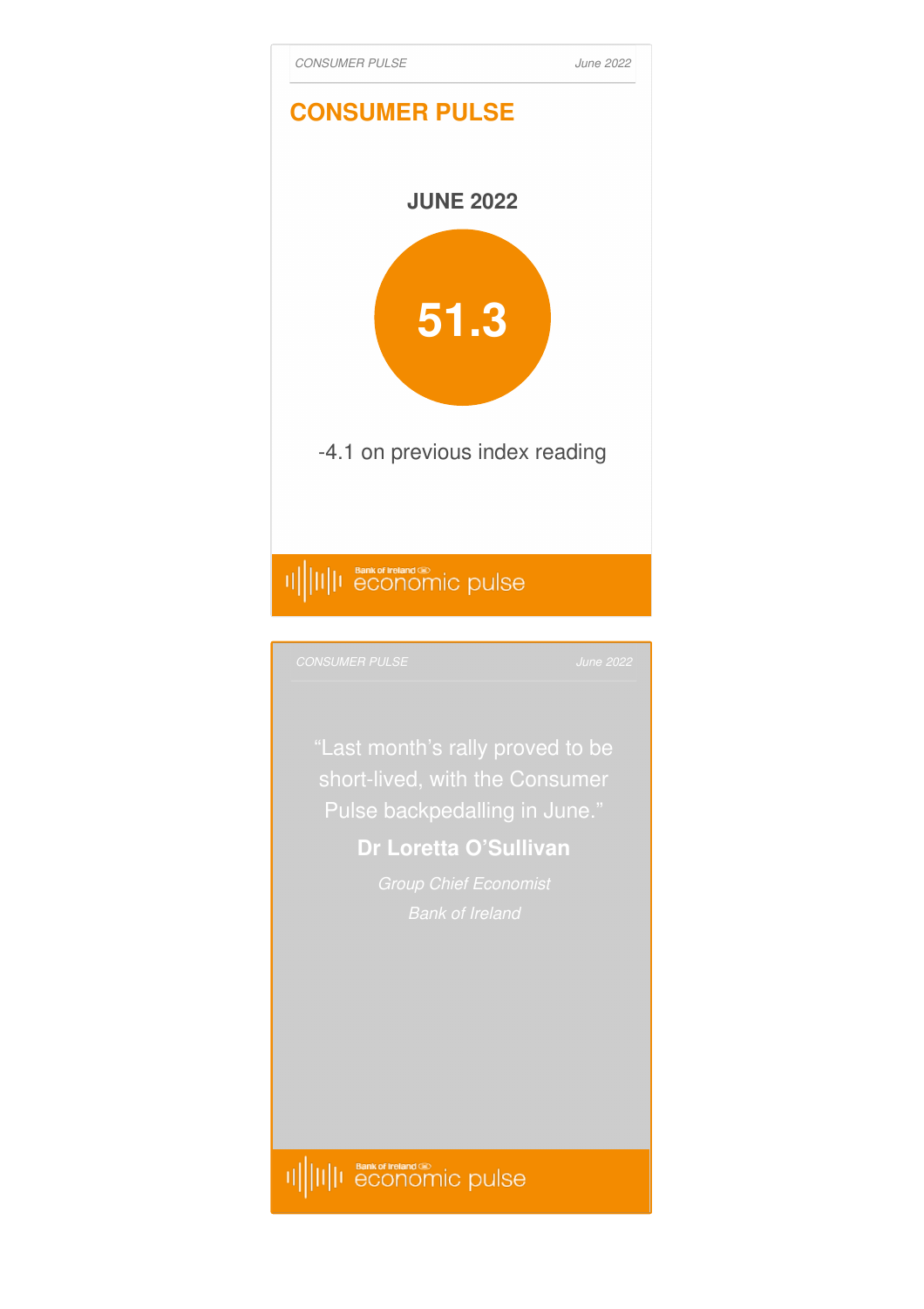## CONSUMER PULSE

### JUNE 2022

**51.3**

-4.1 on previous index reading

“Last month’s rally proved to be short-lived, with the Consumer Pulse backpedalling in June.”

**Dr Loretta O’Sullivan**

*Group Chief Economist*

*Bank of Ireland*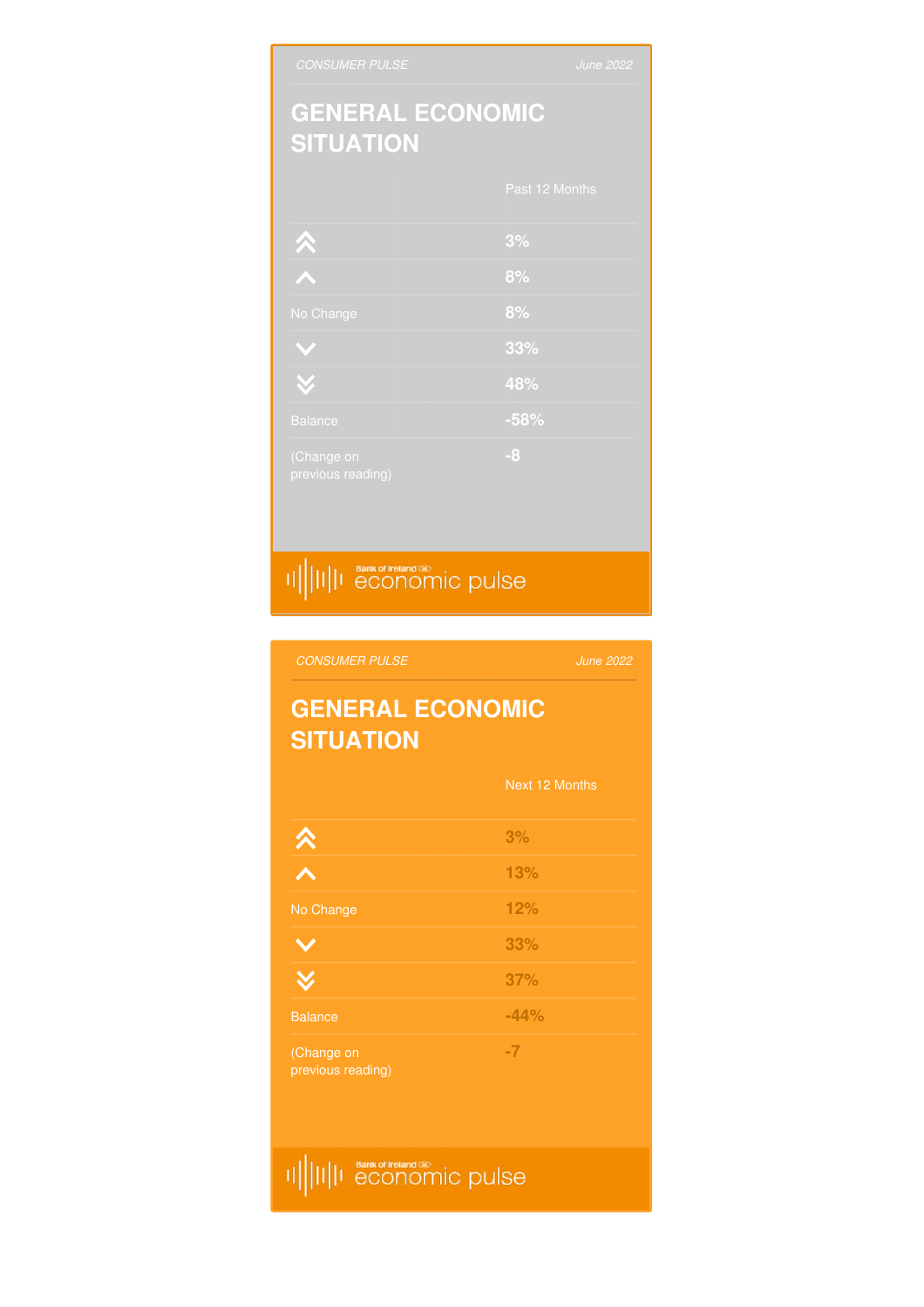CONSUMER PULSE — June 2022

## GENERAL ECONOMIC SITUATION

| | Past 12 Months |
|---|---|
| ⇈ | 3% |
| ↑ | 8% |
| No Change | 8% |
| ↓ | 33% |
| ⇊ | 48% |
| Balance | -58% |
| (Change on previous reading) | -8 |

Bank of Ireland economic pulse

CONSUMER PULSE — June 2022

## GENERAL ECONOMIC SITUATION

| | Next 12 Months |
|---|---|
| ⇈ | 3% |
| ↑ | 13% |
| No Change | 12% |
| ↓ | 33% |
| ⇊ | 37% |
| Balance | -44% |
| (Change on previous reading) | -7 |

Bank of Ireland economic pulse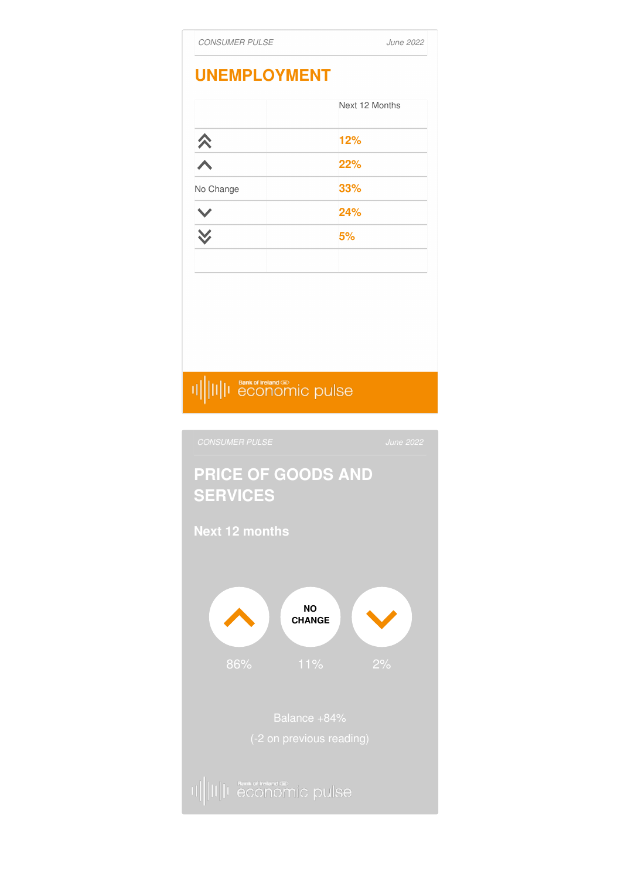CONSUMER PULSE June 2022

## UNEMPLOYMENT

| | | Next 12 Months |
|---|---|---|
| ⇈ | | 12% |
| ↑ | | 22% |
| No Change | | 33% |
| ↓ | | 24% |
| ⇊ | | 5% |
| | | |

Bank of Ireland economic pulse

CONSUMER PULSE June 2022

## PRICE OF GOODS AND SERVICES

**Next 12 months**

| ↑ | NO CHANGE | ↓ |
|---|---|---|
| 86% | 11% | 2% |

Balance +84%

(-2 on previous reading)

Bank of Ireland economic pulse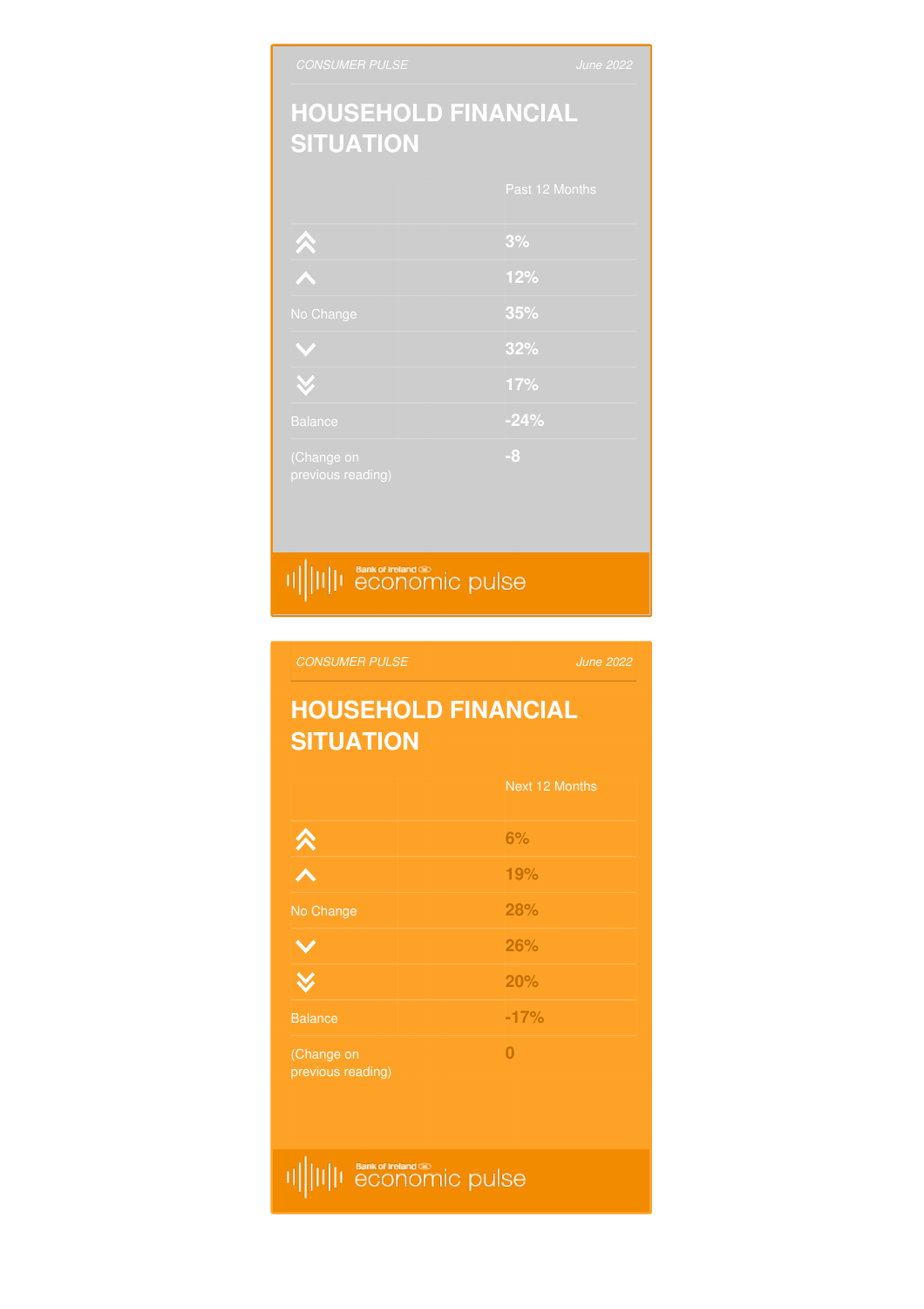CONSUMER PULSE — June 2022

## HOUSEHOLD FINANCIAL SITUATION

| | Past 12 Months |
|---|---|
| ⏫ | 3% |
| ^ | 12% |
| No Change | 35% |
| v | 32% |
| ⏬ | 17% |
| Balance | -24% |
| (Change on previous reading) | -8 |

Bank of Ireland economic pulse

CONSUMER PULSE — June 2022

## HOUSEHOLD FINANCIAL SITUATION

| | Next 12 Months |
|---|---|
| ⏫ | 6% |
| ^ | 19% |
| No Change | 28% |
| v | 26% |
| ⏬ | 20% |
| Balance | -17% |
| (Change on previous reading) | 0 |

Bank of Ireland economic pulse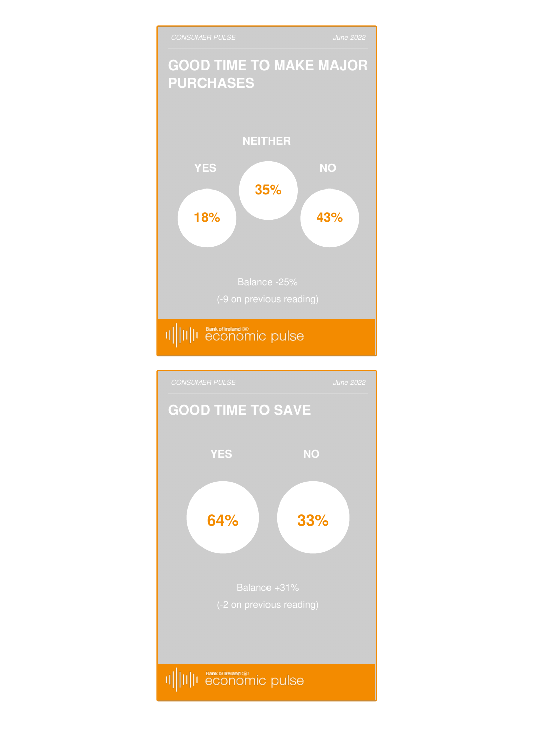CONSUMER PULSE — June 2022

## GOOD TIME TO MAKE MAJOR PURCHASES

| YES | NEITHER | NO |
|---|---|---|
| 18% | 35% | 43% |

Balance -25%

(-9 on previous reading)

Bank of Ireland economic pulse

CONSUMER PULSE — June 2022

## GOOD TIME TO SAVE

| YES | NO |
|---|---|
| 64% | 33% |

Balance +31%

(-2 on previous reading)

Bank of Ireland economic pulse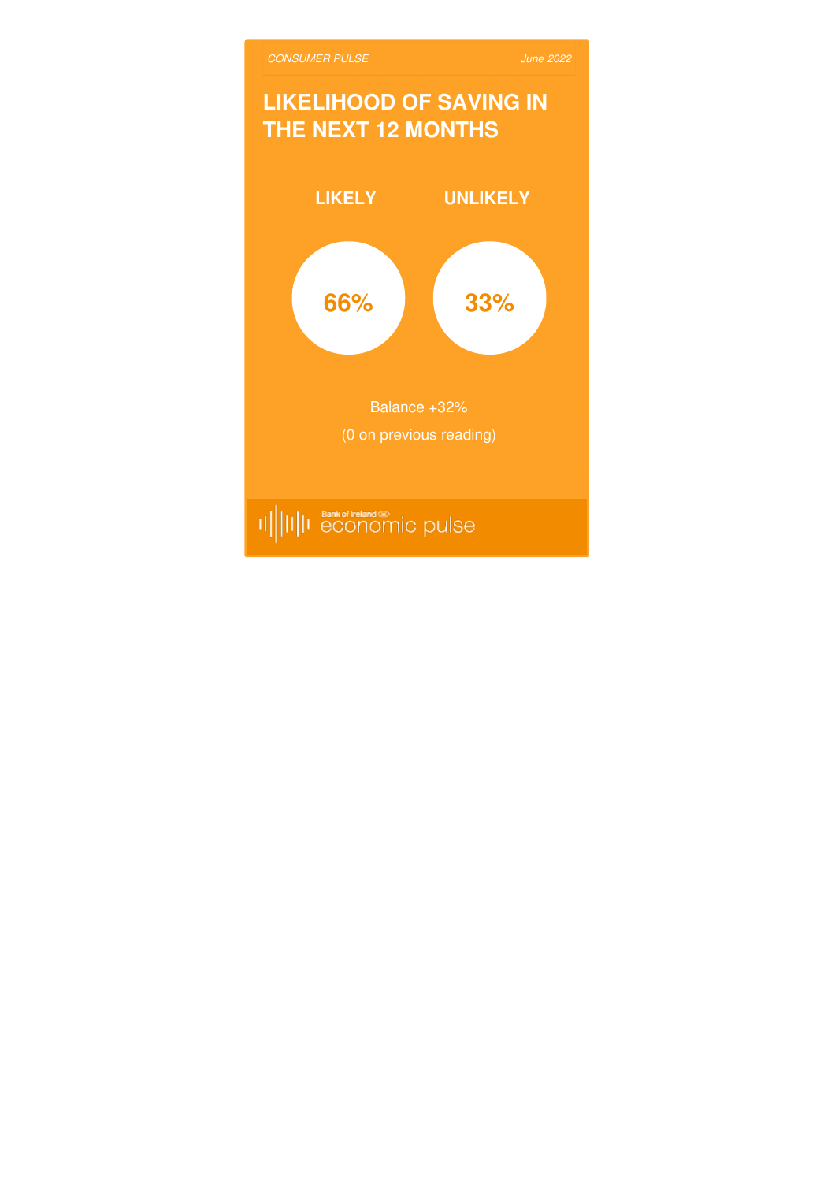*CONSUMER PULSE* *June 2022*

# LIKELIHOOD OF SAVING IN THE NEXT 12 MONTHS

**LIKELY**

**66%**

**UNLIKELY**

**33%**

Balance +32%

(0 on previous reading)

Bank of Ireland economic pulse